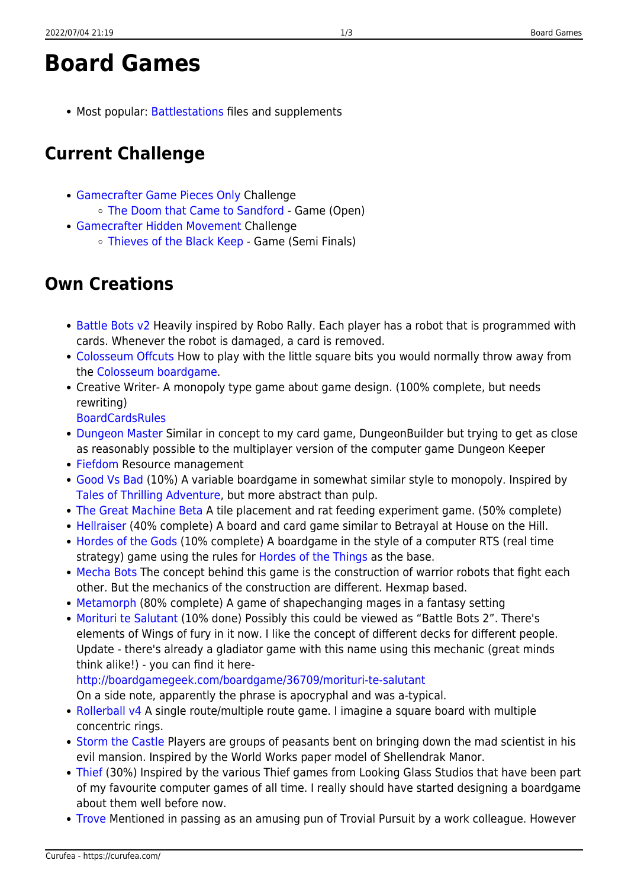# Board Games

- Most popular: Battlestations files and supplements

## Current Challenge

- Gamecrafter Game Pieces Only Challenge
  - The Doom that Came to Sandford - Game (Open)
- Gamecrafter Hidden Movement Challenge
  - Thieves of the Black Keep - Game (Semi Finals)

## Own Creations

- Battle Bots v2 Heavily inspired by Robo Rally. Each player has a robot that is programmed with cards. Whenever the robot is damaged, a card is removed.
- Colosseum Offcuts How to play with the little square bits you would normally throw away from the Colosseum boardgame.
- Creative Writer- A monopoly type game about game design. (100% complete, but needs rewriting)
  BoardCardsRules
- Dungeon Master Similar in concept to my card game, DungeonBuilder but trying to get as close as reasonably possible to the multiplayer version of the computer game Dungeon Keeper
- Fiefdom Resource management
- Good Vs Bad (10%) A variable boardgame in somewhat similar style to monopoly. Inspired by Tales of Thrilling Adventure, but more abstract than pulp.
- The Great Machine Beta A tile placement and rat feeding experiment game. (50% complete)
- Hellraiser (40% complete) A board and card game similar to Betrayal at House on the Hill.
- Hordes of the Gods (10% complete) A boardgame in the style of a computer RTS (real time strategy) game using the rules for Hordes of the Things as the base.
- Mecha Bots The concept behind this game is the construction of warrior robots that fight each other. But the mechanics of the construction are different. Hexmap based.
- Metamorph (80% complete) A game of shapechanging mages in a fantasy setting
- Morituri te Salutant (10% done) Possibly this could be viewed as "Battle Bots 2". There's elements of Wings of fury in it now. I like the concept of different decks for different people. Update - there's already a gladiator game with this name using this mechanic (great minds think alike!) - you can find it here-
  http://boardgamegeek.com/boardgame/36709/morituri-te-salutant
  On a side note, apparently the phrase is apocryphal and was a-typical.
- Rollerball v4 A single route/multiple route game. I imagine a square board with multiple concentric rings.
- Storm the Castle Players are groups of peasants bent on bringing down the mad scientist in his evil mansion. Inspired by the World Works paper model of Shellendrak Manor.
- Thief (30%) Inspired by the various Thief games from Looking Glass Studios that have been part of my favourite computer games of all time. I really should have started designing a boardgame about them well before now.
- Trove Mentioned in passing as an amusing pun of Trovial Pursuit by a work colleague. However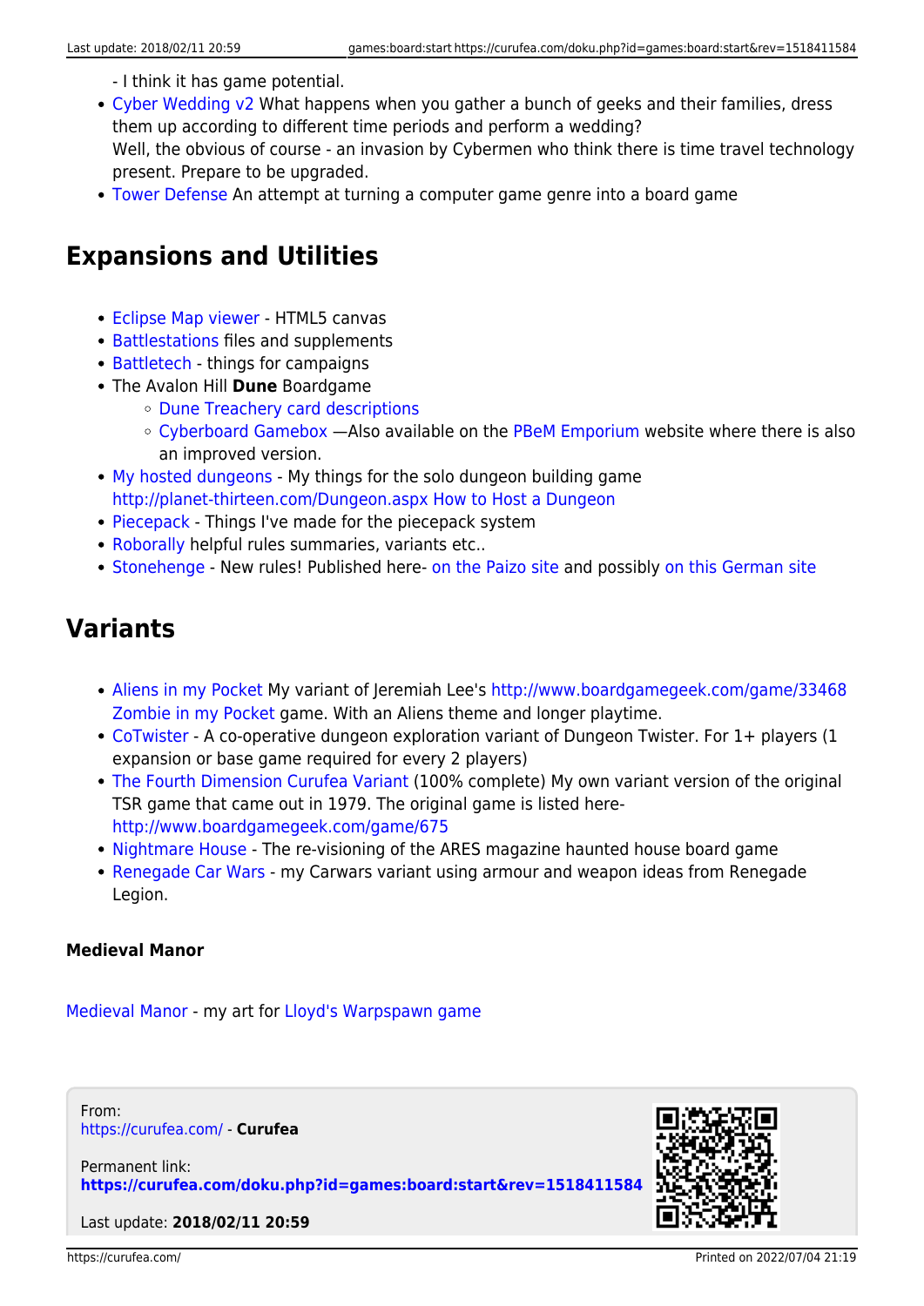- I think it has game potential.

- Cyber Wedding v2 What happens when you gather a bunch of geeks and their families, dress them up according to different time periods and perform a wedding?
  Well, the obvious of course - an invasion by Cybermen who think there is time travel technology present. Prepare to be upgraded.
- Tower Defense An attempt at turning a computer game genre into a board game

## Expansions and Utilities

- Eclipse Map viewer - HTML5 canvas
- Battlestations files and supplements
- Battletech - things for campaigns
- The Avalon Hill **Dune** Boardgame
  - Dune Treachery card descriptions
  - Cyberboard Gamebox —Also available on the PBeM Emporium website where there is also an improved version.
- My hosted dungeons - My things for the solo dungeon building game http://planet-thirteen.com/Dungeon.aspx How to Host a Dungeon
- Piecepack - Things I've made for the piecepack system
- Roborally helpful rules summaries, variants etc..
- Stonehenge - New rules! Published here- on the Paizo site and possibly on this German site

## Variants

- Aliens in my Pocket My variant of Jeremiah Lee's http://www.boardgamegeek.com/game/33468 Zombie in my Pocket game. With an Aliens theme and longer playtime.
- CoTwister - A co-operative dungeon exploration variant of Dungeon Twister. For 1+ players (1 expansion or base game required for every 2 players)
- The Fourth Dimension Curufea Variant (100% complete) My own variant version of the original TSR game that came out in 1979. The original game is listed here- http://www.boardgamegeek.com/game/675
- Nightmare House - The re-visioning of the ARES magazine haunted house board game
- Renegade Car Wars - my Carwars variant using armour and weapon ideas from Renegade Legion.

#### Medieval Manor

Medieval Manor - my art for Lloyd's Warpspawn game

From:
https://curufea.com/ - **Curufea**

Permanent link:
**https://curufea.com/doku.php?id=games:board:start&rev=1518411584**

Last update: **2018/02/11 20:59**